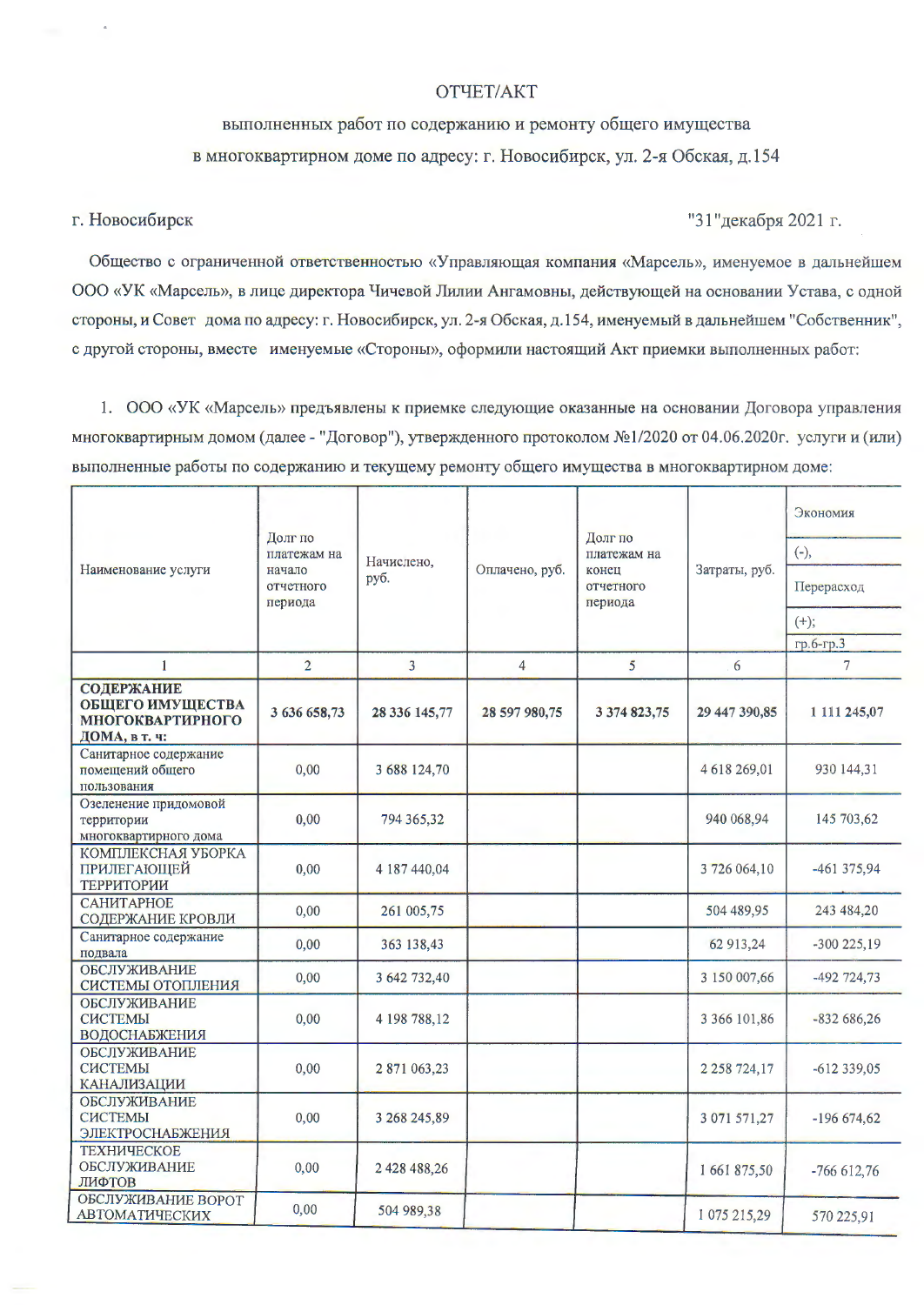# ОТЧЕТ/АКТ

## выполненных работ по содержанию и ремонту общего имущества в многоквартирном доме по адресу: г. Новосибирск, ул. 2-я Обская, д.154

г. Новосибирск "31"декабря 2021 г.

Общество с ограниченной ответственностью «Управляющая компания «Марсель», именуемое в дальнейшем ООО «УК «Марсель», в лице директора Чичевой Лилии Ангамовны, действующей на основании Устава, с одной стороны, и Совет дома по адресу: г. Новосибирск, ул. 2-я Обская, д.154, именуемый в дальнейшем "Собственник", с другой стороны, вместе именуемые «Стороны», оформили настоящий Акт приемки выполненных работ:

1. ООО «УК «Марсель» предъявлены к приемке следующие оказанные на основании Договора управления многоквартирным домом (далее - "Договор"), утвержденного протоколом №1/2020 от 04.06.2020г. услуги и (или) выполненные работы по содержанию и текущему ремонту общего имущества в многоквартирном доме:

| Наименование услуги | Долг по платежам на начало отчетного периода | Начислено, руб. | Оплачено, руб. | Долг по платежам на конец отчетного периода | Затраты, руб. | Экономия (-), Перерасход (+); гр.6-гр.3 |
|---|---|---|---|---|---|---|
| 1 | 2 | 3 | 4 | 5 | 6 | 7 |
| **СОДЕРЖАНИЕ ОБЩЕГО ИМУЩЕСТВА МНОГОКВАРТИРНОГО ДОМА, в т. ч:** | **3 636 658,73** | **28 336 145,77** | **28 597 980,75** | **3 374 823,75** | **29 447 390,85** | **1 111 245,07** |
| Санитарное содержание помещений общего пользования | 0,00 | 3 688 124,70 | | | 4 618 269,01 | 930 144,31 |
| Озеленение придомовой территории многоквартирного дома | 0,00 | 794 365,32 | | | 940 068,94 | 145 703,62 |
| КОМПЛЕКСНАЯ УБОРКА ПРИЛЕГАЮЩЕЙ ТЕРРИТОРИИ | 0,00 | 4 187 440,04 | | | 3 726 064,10 | -461 375,94 |
| САНИТАРНОЕ СОДЕРЖАНИЕ КРОВЛИ | 0,00 | 261 005,75 | | | 504 489,95 | 243 484,20 |
| Санитарное содержание подвала | 0,00 | 363 138,43 | | | 62 913,24 | -300 225,19 |
| ОБСЛУЖИВАНИЕ СИСТЕМЫ ОТОПЛЕНИЯ | 0,00 | 3 642 732,40 | | | 3 150 007,66 | -492 724,73 |
| ОБСЛУЖИВАНИЕ СИСТЕМЫ ВОДОСНАБЖЕНИЯ | 0,00 | 4 198 788,12 | | | 3 366 101,86 | -832 686,26 |
| ОБСЛУЖИВАНИЕ СИСТЕМЫ КАНАЛИЗАЦИИ | 0,00 | 2 871 063,23 | | | 2 258 724,17 | -612 339,05 |
| ОБСЛУЖИВАНИЕ СИСТЕМЫ ЭЛЕКТРОСНАБЖЕНИЯ | 0,00 | 3 268 245,89 | | | 3 071 571,27 | -196 674,62 |
| ТЕХНИЧЕСКОЕ ОБСЛУЖИВАНИЕ ЛИФТОВ | 0,00 | 2 428 488,26 | | | 1 661 875,50 | -766 612,76 |
| ОБСЛУЖИВАНИЕ ВОРОТ АВТОМАТИЧЕСКИХ | 0,00 | 504 989,38 | | | 1 075 215,29 | 570 225,91 |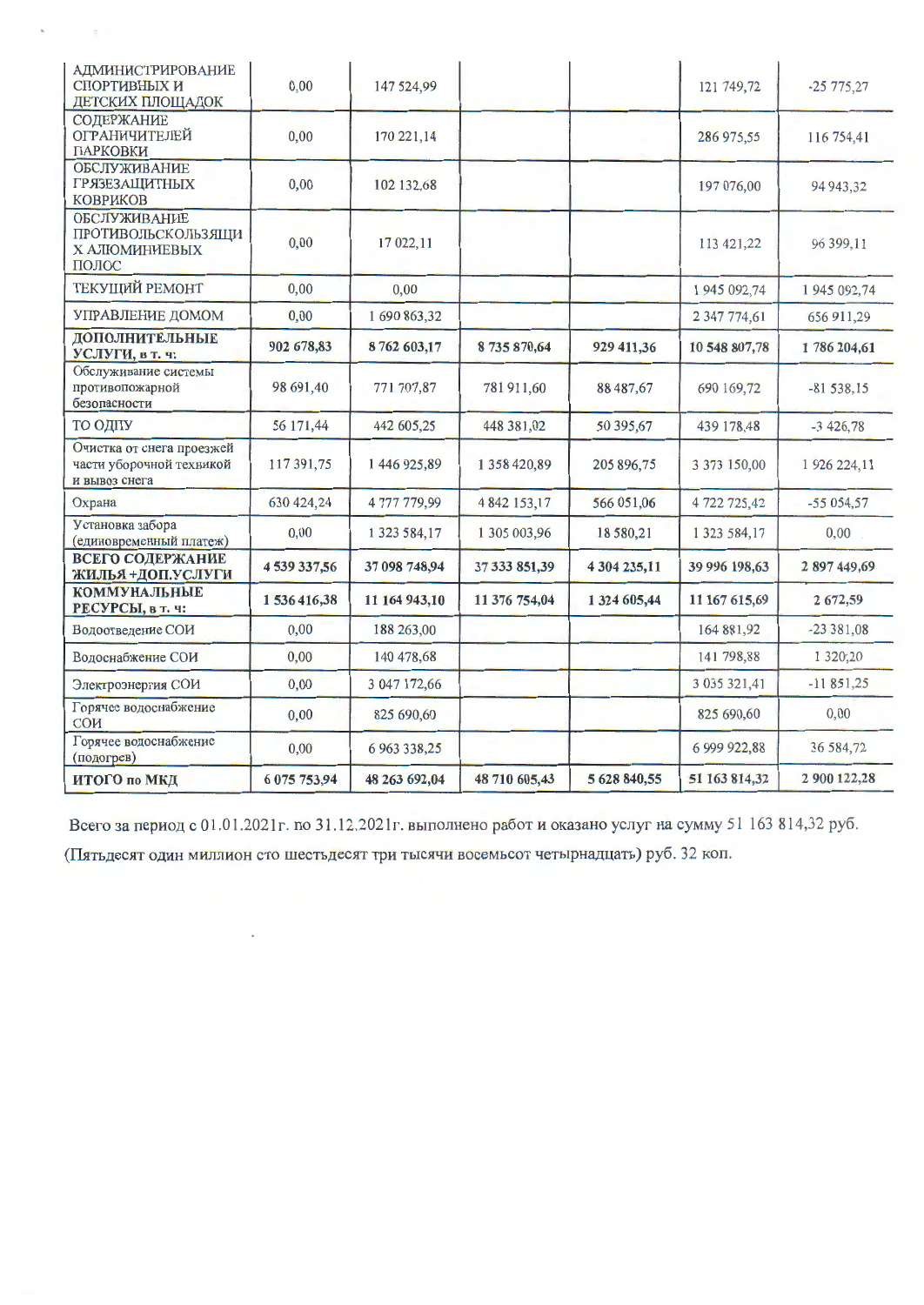| | | | | | | |
|---|---|---|---|---|---|---|
| АДМИНИСТРИРОВАНИЕ СПОРТИВНЫХ И ДЕТСКИХ ПЛОЩАДОК | 0,00 | 147 524,99 | | | 121 749,72 | -25 775,27 |
| СОДЕРЖАНИЕ ОГРАНИЧИТЕЛЕЙ ПАРКОВКИ | 0,00 | 170 221,14 | | | 286 975,55 | 116 754,41 |
| ОБСЛУЖИВАНИЕ ГРЯЗЕЗАЩИТНЫХ КОВРИКОВ | 0,00 | 102 132,68 | | | 197 076,00 | 94 943,32 |
| ОБСЛУЖИВАНИЕ ПРОТИВОЛЬСКОЛЬЗЯЩИХ АЛЮМИНИЕВЫХ ПОЛОС | 0,00 | 17 022,11 | | | 113 421,22 | 96 399,11 |
| ТЕКУЩИЙ РЕМОНТ | 0,00 | 0,00 | | | 1 945 092,74 | 1 945 092,74 |
| УПРАВЛЕНИЕ ДОМОМ | 0,00 | 1 690 863,32 | | | 2 347 774,61 | 656 911,29 |
| **ДОПОЛНИТЕЛЬНЫЕ УСЛУГИ, в т. ч:** | **902 678,83** | **8 762 603,17** | **8 735 870,64** | **929 411,36** | **10 548 807,78** | **1 786 204,61** |
| Обслуживание системы противопожарной безопасности | 98 691,40 | 771 707,87 | 781 911,60 | 88 487,67 | 690 169,72 | -81 538,15 |
| ТО ОДПУ | 56 171,44 | 442 605,25 | 448 381,02 | 50 395,67 | 439 178,48 | -3 426,78 |
| Очистка от снега проезжей части уборочной техникой и вывоз снега | 117 391,75 | 1 446 925,89 | 1 358 420,89 | 205 896,75 | 3 373 150,00 | 1 926 224,11 |
| Охрана | 630 424,24 | 4 777 779,99 | 4 842 153,17 | 566 051,06 | 4 722 725,42 | -55 054,57 |
| Установка забора (единовременный платеж) | 0,00 | 1 323 584,17 | 1 305 003,96 | 18 580,21 | 1 323 584,17 | 0,00 |
| **ВСЕГО СОДЕРЖАНИЕ ЖИЛЬЯ +ДОП.УСЛУГИ** | **4 539 337,56** | **37 098 748,94** | **37 333 851,39** | **4 304 235,11** | **39 996 198,63** | **2 897 449,69** |
| **КОММУНАЛЬНЫЕ РЕСУРСЫ, в т. ч:** | **1 536 416,38** | **11 164 943,10** | **11 376 754,04** | **1 324 605,44** | **11 167 615,69** | **2 672,59** |
| Водоотведение СОИ | 0,00 | 188 263,00 | | | 164 881,92 | -23 381,08 |
| Водоснабжение СОИ | 0,00 | 140 478,68 | | | 141 798,88 | 1 320,20 |
| Электроэнергия СОИ | 0,00 | 3 047 172,66 | | | 3 035 321,41 | -11 851,25 |
| Горячее водоснабжение СОИ | 0,00 | 825 690,60 | | | 825 690,60 | 0,00 |
| Горячее водоснабжение (подогрев) | 0,00 | 6 963 338,25 | | | 6 999 922,88 | 36 584,72 |
| **ИТОГО по МКД** | **6 075 753,94** | **48 263 692,04** | **48 710 605,43** | **5 628 840,55** | **51 163 814,32** | **2 900 122,28** |

Всего за период с 01.01.2021г. по 31.12.2021г. выполнено работ и оказано услуг на сумму 51 163 814,32 руб. (Пятьдесят один миллион сто шестьдесят три тысячи восемьсот четырнадцать) руб. 32 коп.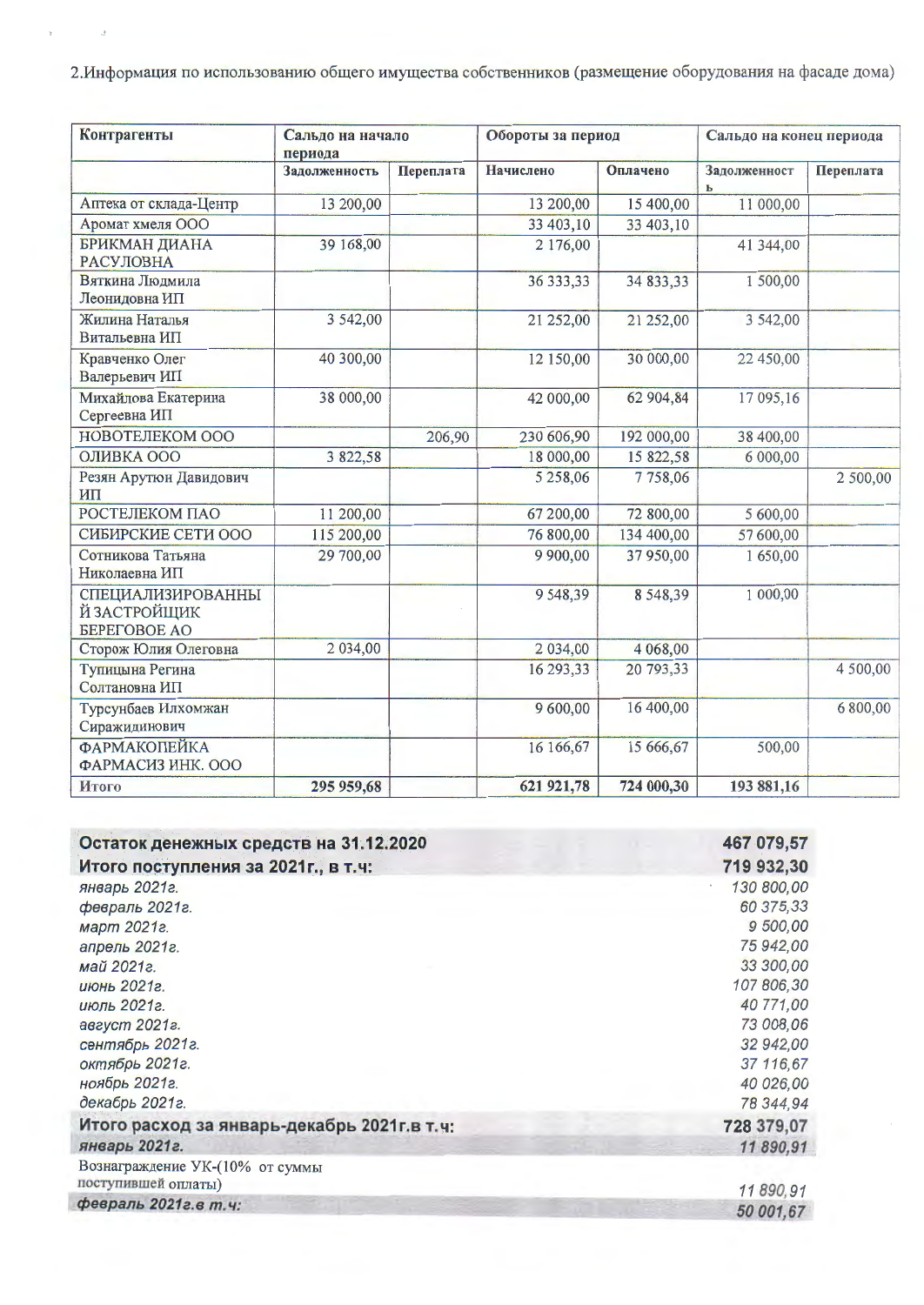2.Информация по использованию общего имущества собственников (размещение оборудования на фасаде дома)

| Контрагенты | Сальдо на начало периода | | Обороты за период | | Сальдо на конец периода | |
|---|---|---|---|---|---|---|
| | Задолженность | Переплата | Начислено | Оплачено | Задолженность | Переплата |
| Аптека от склада-Центр | 13 200,00 | | 13 200,00 | 15 400,00 | 11 000,00 | |
| Аромат хмеля ООО | | | 33 403,10 | 33 403,10 | | |
| БРИКМАН ДИАНА РАСУЛОВНА | 39 168,00 | | 2 176,00 | | 41 344,00 | |
| Вяткина Людмила Леонидовна ИП | | | 36 333,33 | 34 833,33 | 1 500,00 | |
| Жилина Наталья Витальевна ИП | 3 542,00 | | 21 252,00 | 21 252,00 | 3 542,00 | |
| Кравченко Олег Валерьевич ИП | 40 300,00 | | 12 150,00 | 30 000,00 | 22 450,00 | |
| Михайлова Екатерина Сергеевна ИП | 38 000,00 | | 42 000,00 | 62 904,84 | 17 095,16 | |
| НОВОТЕЛЕКОМ ООО | | 206,90 | 230 606,90 | 192 000,00 | 38 400,00 | |
| ОЛИВКА ООО | 3 822,58 | | 18 000,00 | 15 822,58 | 6 000,00 | |
| Резян Арутюн Давидович ИП | | | 5 258,06 | 7 758,06 | | 2 500,00 |
| РОСТЕЛЕКОМ ПАО | 11 200,00 | | 67 200,00 | 72 800,00 | 5 600,00 | |
| СИБИРСКИЕ СЕТИ ООО | 115 200,00 | | 76 800,00 | 134 400,00 | 57 600,00 | |
| Сотникова Татьяна Николаевна ИП | 29 700,00 | | 9 900,00 | 37 950,00 | 1 650,00 | |
| СПЕЦИАЛИЗИРОВАННЫЙ ЗАСТРОЙЩИК БЕРЕГОВОЕ АО | | | 9 548,39 | 8 548,39 | 1 000,00 | |
| Сторож Юлия Олеговна | 2 034,00 | | 2 034,00 | 4 068,00 | | |
| Тупицына Регина Солтановна ИП | | | 16 293,33 | 20 793,33 | | 4 500,00 |
| Турсунбаев Илхомжан Сиражидинович | | | 9 600,00 | 16 400,00 | | 6 800,00 |
| ФАРМАКОПЕЙКА ФАРМАСИЗ ИНК. ООО | | | 16 166,67 | 15 666,67 | 500,00 | |
| **Итого** | **295 959,68** | | **621 921,78** | **724 000,30** | **193 881,16** | |

| | |
|---|---|
| **Остаток денежных средств на 31.12.2020** | **467 079,57** |
| **Итого поступления за 2021г., в т.ч:** | **719 932,30** |
| *январь 2021г.* | *130 800,00* |
| *февраль 2021г.* | *60 375,33* |
| *март 2021г.* | *9 500,00* |
| *апрель 2021г.* | *75 942,00* |
| *май 2021г.* | *33 300,00* |
| *июнь 2021г.* | *107 806,30* |
| *июль 2021г.* | *40 771,00* |
| *август 2021г.* | *73 008,06* |
| *сентябрь 2021г.* | *32 942,00* |
| *октябрь 2021г.* | *37 116,67* |
| *ноябрь 2021г.* | *40 026,00* |
| *декабрь 2021г.* | *78 344,94* |
| **Итого расход за январь-декабрь 2021г.в т.ч:** | **728 379,07** |
| ***январь 2021г.*** | ***11 890,91*** |
| Вознаграждение УК-(10% от суммы поступившей оплаты) | *11 890,91* |
| ***февраль 2021г.в т.ч:*** | ***50 001,67*** |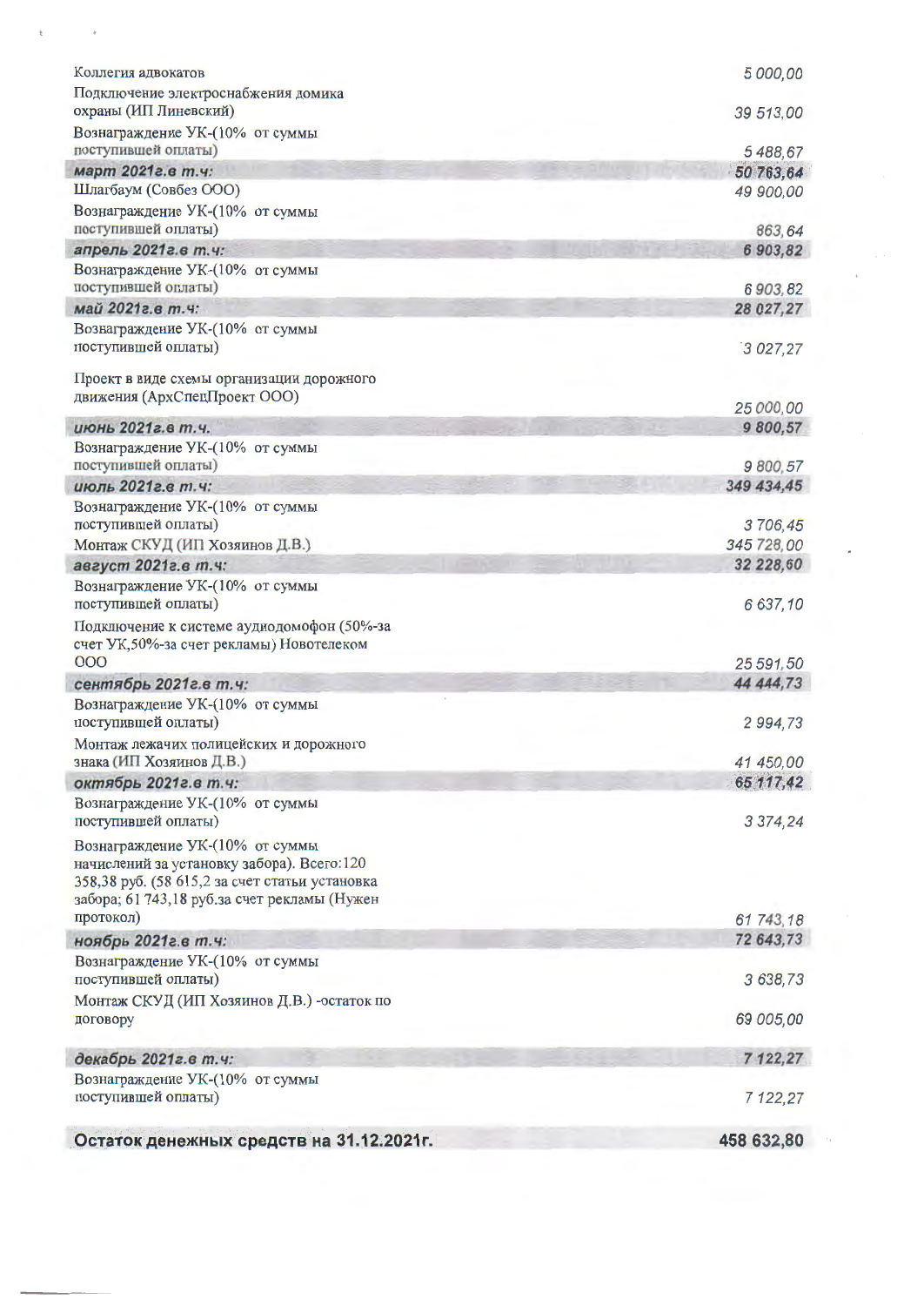| | |
|---|---|
| Коллегия адвокатов | *5 000,00* |
| Подключение электроснабжения домика охраны (ИП Линевский) | *39 513,00* |
| Вознаграждение УК-(10% от суммы поступившей оплаты) | *5 488,67* |
| ***март 2021г.в т.ч:*** | ***50 763,64*** |
| Шлагбаум (Совбез ООО) | *49 900,00* |
| Вознаграждение УК-(10% от суммы поступившей оплаты) | *863,64* |
| ***апрель 2021г.в т.ч:*** | ***6 903,82*** |
| Вознаграждение УК-(10% от суммы поступившей оплаты) | *6 903,82* |
| ***май 2021г.в т.ч:*** | ***28 027,27*** |
| Вознаграждение УК-(10% от суммы поступившей оплаты) | *3 027,27* |
| Проект в виде схемы организации дорожного движения (АрхСпецПроект ООО) | *25 000,00* |
| ***июнь 2021г.в т.ч.*** | ***9 800,57*** |
| Вознаграждение УК-(10% от суммы поступившей оплаты) | *9 800,57* |
| ***июль 2021г.в т.ч:*** | ***349 434,45*** |
| Вознаграждение УК-(10% от суммы поступившей оплаты) | *3 706,45* |
| Монтаж СКУД (ИП Хозяинов Д.В.) | *345 728,00* |
| ***август 2021г.в т.ч:*** | ***32 228,60*** |
| Вознаграждение УК-(10% от суммы поступившей оплаты) | *6 637,10* |
| Подключение к системе аудиодомофон (50%-за счет УК,50%-за счет рекламы) Новотелеком ООО | *25 591,50* |
| ***сентябрь 2021г.в т.ч:*** | ***44 444,73*** |
| Вознаграждение УК-(10% от суммы поступившей оплаты) | *2 994,73* |
| Монтаж лежачих полицейских и дорожного знака (ИП Хозяинов Д.В.) | *41 450,00* |
| ***октябрь 2021г.в т.ч:*** | ***65 117,42*** |
| Вознаграждение УК-(10% от суммы поступившей оплаты) | *3 374,24* |
| Вознаграждение УК-(10% от суммы начислений за установку забора). Всего:120 358,38 руб. (58 615,2 за счет статьи установка забора; 61 743,18 руб.за счет рекламы (Нужен протокол) | *61 743,18* |
| ***ноябрь 2021г.в т.ч:*** | ***72 643,73*** |
| Вознаграждение УК-(10% от суммы поступившей оплаты) | *3 638,73* |
| Монтаж СКУД (ИП Хозяинов Д.В.) -остаток по договору | *69 005,00* |
| ***декабрь 2021г.в т.ч:*** | ***7 122,27*** |
| Вознаграждение УК-(10% от суммы поступившей оплаты) | *7 122,27* |
| **Остаток денежных средств на 31.12.2021г.** | **458 632,80** |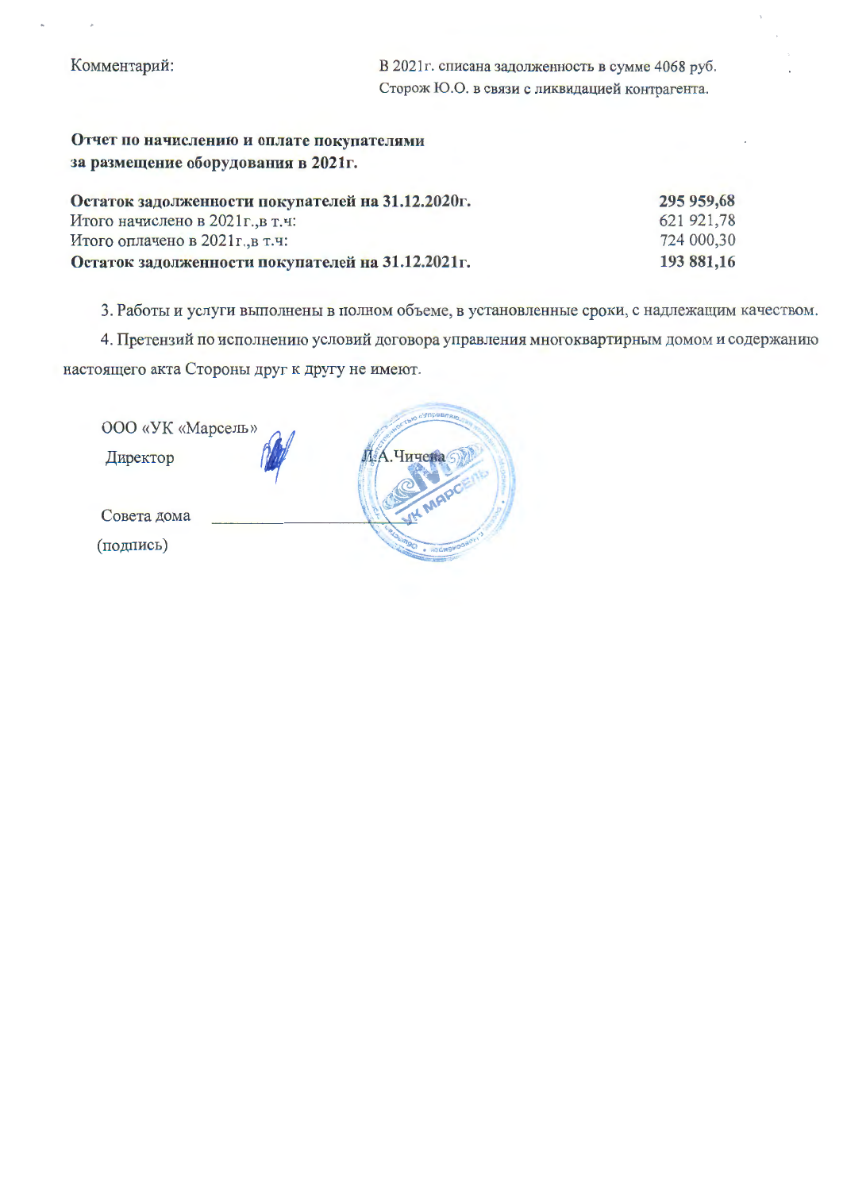Комментарий: В 2021г. списана задолженность в сумме 4068 руб. Сторож Ю.О. в связи с ликвидацией контрагента.

**Отчет по начислению и оплате покупателями за размещение оборудования в 2021г.**

| | |
|---|---|
| **Остаток задолженности покупателей на 31.12.2020г.** | **295 959,68** |
| Итого начислено в 2021г.,в т.ч: | 621 921,78 |
| Итого оплачено в 2021г.,в т.ч: | 724 000,30 |
| **Остаток задолженности покупателей на 31.12.2021г.** | **193 881,16** |

3. Работы и услуги выполнены в полном объеме, в установленные сроки, с надлежащим качеством.

4. Претензий по исполнению условий договора управления многоквартирным домом и содержанию настоящего акта Стороны друг к другу не имеют.

ООО «УК «Марсель»
Директор Л.А.Чичева

Совета дома ______________________
(подпись)